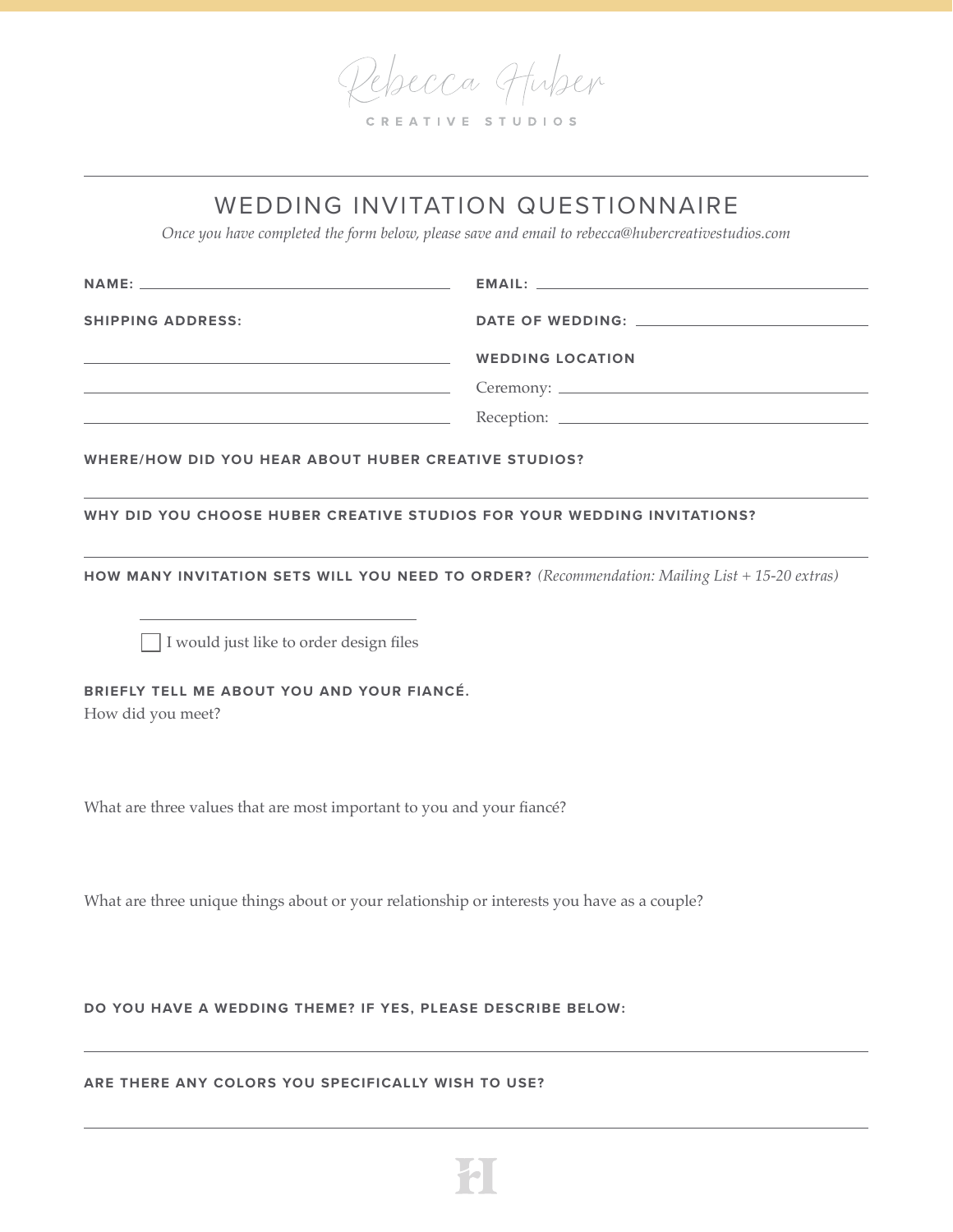Rebecca Huber

CREATIVE STUDIOS

# WEDDING INVITATION QUESTIONNAIRE

*Once you have completed the form below, please save and email to rebecca@hubercreativestudios.com*

**NAME:** ______________________

**EMAIL:** ______________________

**SHIPPING ADDRESS:**

______________________

______________________

______________________

**DATE OF WEDDING:** ______________________

**WEDDING LOCATION**

Ceremony: ______________________

Reception: ______________________

**WHERE/HOW DID YOU HEAR ABOUT HUBER CREATIVE STUDIOS?**

______________________

**WHY DID YOU CHOOSE HUBER CREATIVE STUDIOS FOR YOUR WEDDING INVITATIONS?**

______________________

**HOW MANY INVITATION SETS WILL YOU NEED TO ORDER?** *(Recommendation: Mailing List + 15-20 extras)*

______________________

☐ I would just like to order design files

**BRIEFLY TELL ME ABOUT YOU AND YOUR FIANCÉ.**

How did you meet?

What are three values that are most important to you and your fiancé?

What are three unique things about or your relationship or interests you have as a couple?

**DO YOU HAVE A WEDDING THEME? IF YES, PLEASE DESCRIBE BELOW:**

______________________

**ARE THERE ANY COLORS YOU SPECIFICALLY WISH TO USE?**

______________________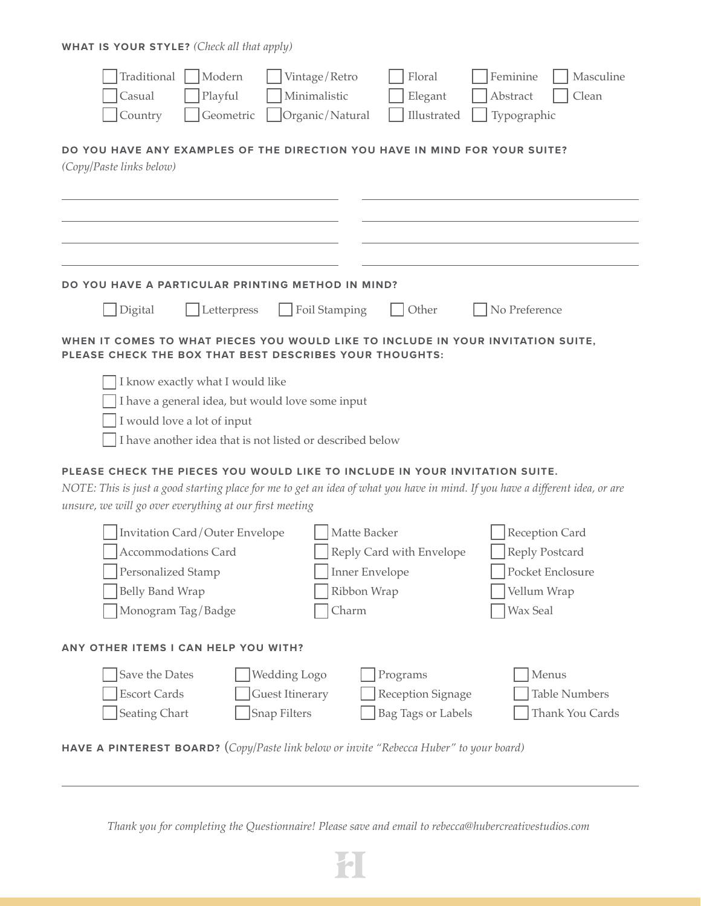**WHAT IS YOUR STYLE?** *(Check all that apply)*

- [ ] Traditional
- [ ] Modern
- [ ] Vintage/Retro
- [ ] Floral
- [ ] Feminine
- [ ] Masculine
- [ ] Casual
- [ ] Playful
- [ ] Minimalistic
- [ ] Elegant
- [ ] Abstract
- [ ] Clean
- [ ] Country
- [ ] Geometric
- [ ] Organic/Natural
- [ ] Illustrated
- [ ] Typographic

**DO YOU HAVE ANY EXAMPLES OF THE DIRECTION YOU HAVE IN MIND FOR YOUR SUITE?**
*(Copy/Paste links below)*

______________________________ ______________________________

______________________________ ______________________________

______________________________ ______________________________

______________________________ ______________________________

**DO YOU HAVE A PARTICULAR PRINTING METHOD IN MIND?**

- [ ] Digital
- [ ] Letterpress
- [ ] Foil Stamping
- [ ] Other
- [ ] No Preference

**WHEN IT COMES TO WHAT PIECES YOU WOULD LIKE TO INCLUDE IN YOUR INVITATION SUITE, PLEASE CHECK THE BOX THAT BEST DESCRIBES YOUR THOUGHTS:**

- [ ] I know exactly what I would like
- [ ] I have a general idea, but would love some input
- [ ] I would love a lot of input
- [ ] I have another idea that is not listed or described below

**PLEASE CHECK THE PIECES YOU WOULD LIKE TO INCLUDE IN YOUR INVITATION SUITE.**
*NOTE: This is just a good starting place for me to get an idea of what you have in mind. If you have a different idea, or are unsure, we will go over everything at our first meeting*

- [ ] Invitation Card/Outer Envelope
- [ ] Matte Backer
- [ ] Reception Card
- [ ] Accommodations Card
- [ ] Reply Card with Envelope
- [ ] Reply Postcard
- [ ] Personalized Stamp
- [ ] Inner Envelope
- [ ] Pocket Enclosure
- [ ] Belly Band Wrap
- [ ] Ribbon Wrap
- [ ] Vellum Wrap
- [ ] Monogram Tag/Badge
- [ ] Charm
- [ ] Wax Seal

**ANY OTHER ITEMS I CAN HELP YOU WITH?**

- [ ] Save the Dates
- [ ] Wedding Logo
- [ ] Programs
- [ ] Menus
- [ ] Escort Cards
- [ ] Guest Itinerary
- [ ] Reception Signage
- [ ] Table Numbers
- [ ] Seating Chart
- [ ] Snap Filters
- [ ] Bag Tags or Labels
- [ ] Thank You Cards

**HAVE A PINTEREST BOARD?** (*Copy/Paste link below or invite "Rebecca Huber" to your board)*

____________________________________________________________

*Thank you for completing the Questionnaire! Please save and email to rebecca@hubercreativestudios.com*